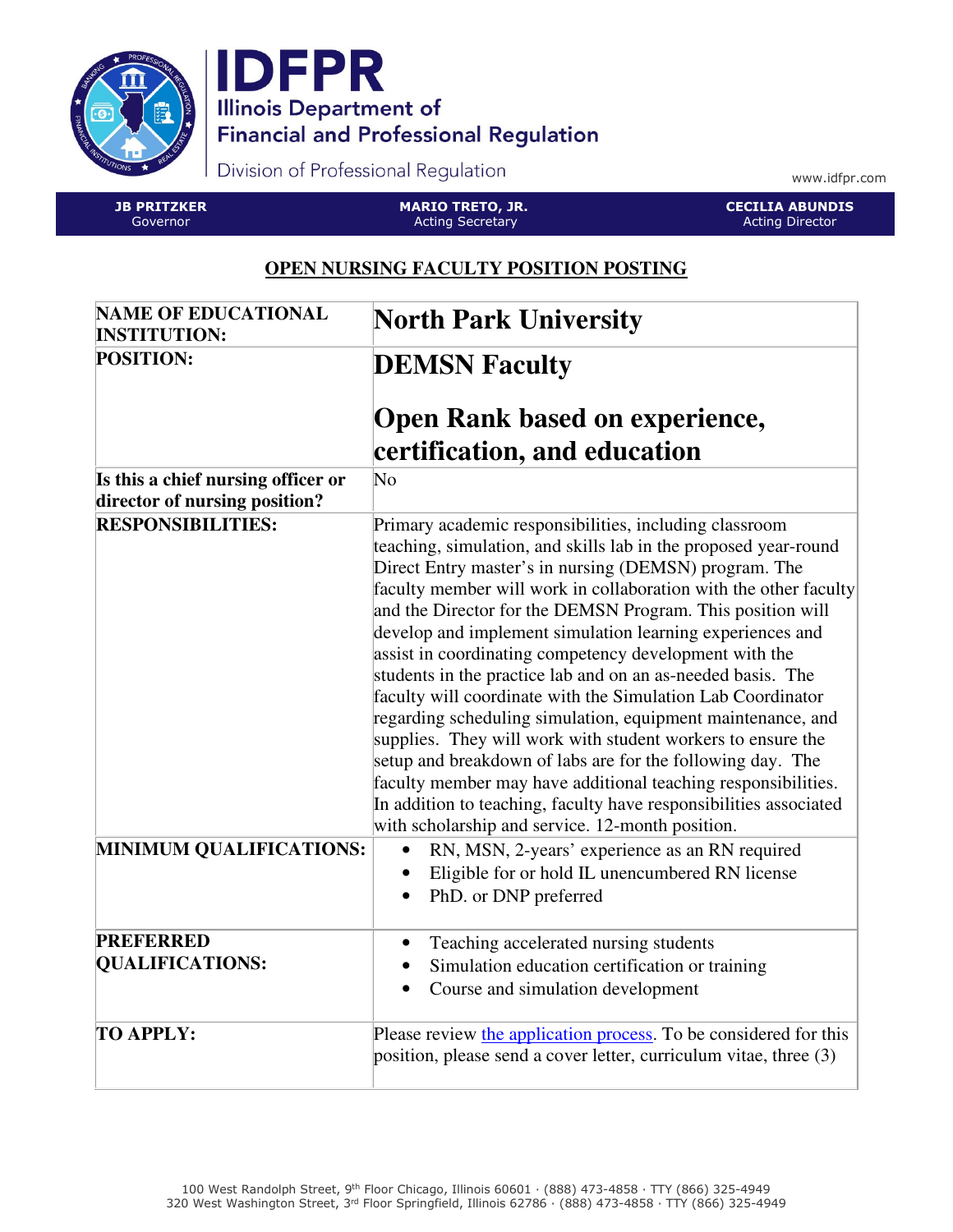# IDFPR

Illinois Department of Financial and Professional Regulation

Division of Professional Regulation

www.idfpr.com

| JB PRITZKER | MARIO TRETO, JR. | CECILIA ABUNDIS |
|---|---|---|
| Governor | Acting Secretary | Acting Director |

## OPEN NURSING FACULTY POSITION POSTING

| NAME OF EDUCATIONAL INSTITUTION: | **North Park University** |
|---|---|
| **POSITION:** | **DEMSN Faculty**<br><br>**Open Rank based on experience, certification, and education** |
| **Is this a chief nursing officer or director of nursing position?** | No |
| **RESPONSIBILITIES:** | Primary academic responsibilities, including classroom teaching, simulation, and skills lab in the proposed year-round Direct Entry master's in nursing (DEMSN) program. The faculty member will work in collaboration with the other faculty and the Director for the DEMSN Program. This position will develop and implement simulation learning experiences and assist in coordinating competency development with the students in the practice lab and on an as-needed basis. The faculty will coordinate with the Simulation Lab Coordinator regarding scheduling simulation, equipment maintenance, and supplies. They will work with student workers to ensure the setup and breakdown of labs are for the following day. The faculty member may have additional teaching responsibilities. In addition to teaching, faculty have responsibilities associated with scholarship and service. 12-month position. |
| **MINIMUM QUALIFICATIONS:** | • RN, MSN, 2-years' experience as an RN required<br>• Eligible for or hold IL unencumbered RN license<br>• PhD. or DNP preferred |
| **PREFERRED QUALIFICATIONS:** | • Teaching accelerated nursing students<br>• Simulation education certification or training<br>• Course and simulation development |
| **TO APPLY:** | Please review the application process. To be considered for this position, please send a cover letter, curriculum vitae, three (3) |

100 West Randolph Street, 9th Floor Chicago, Illinois 60601 · (888) 473-4858 · TTY (866) 325-4949
320 West Washington Street, 3rd Floor Springfield, Illinois 62786 · (888) 473-4858 · TTY (866) 325-4949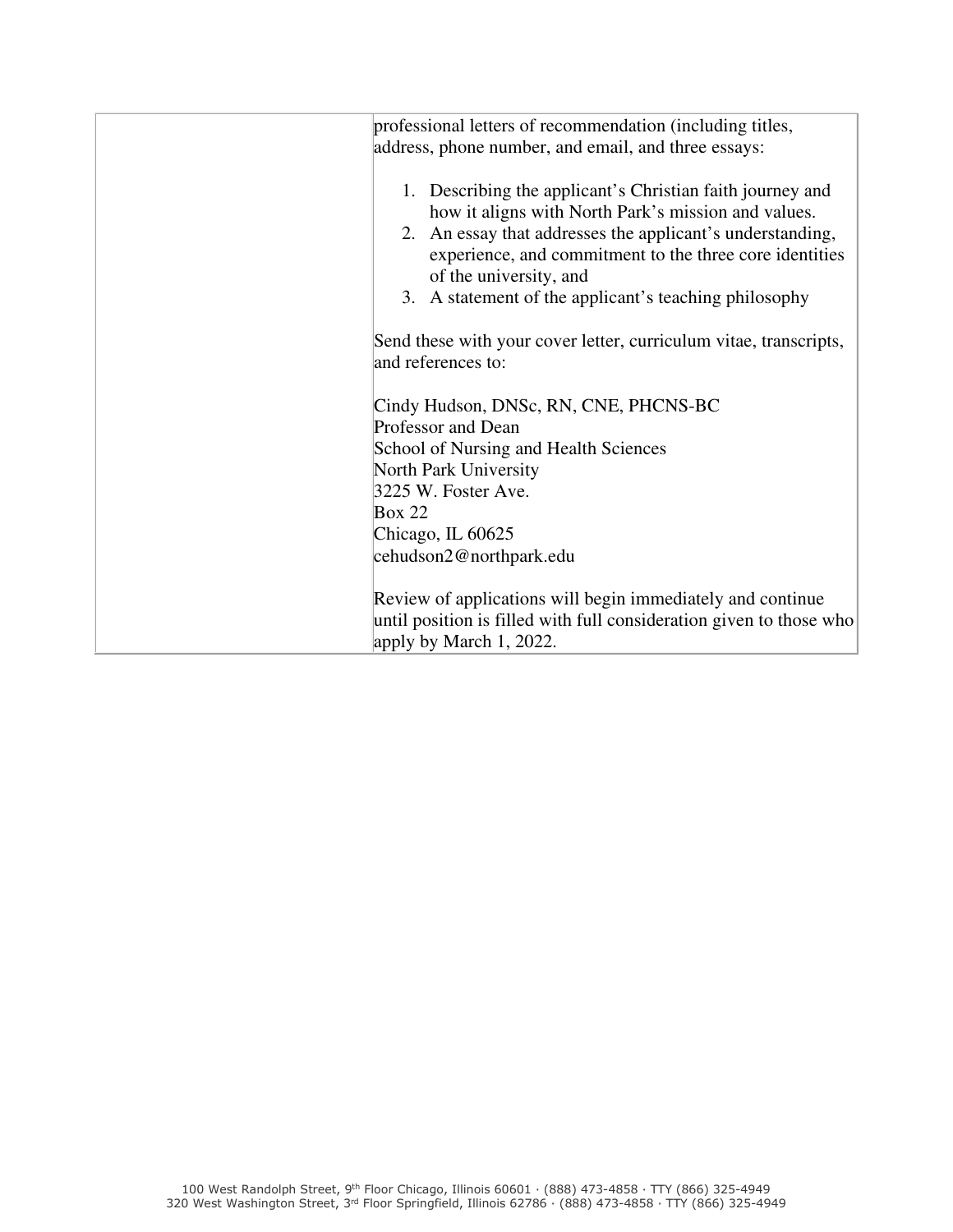| | |
|---|---|
| | professional letters of recommendation (including titles, address, phone number, and email, and three essays:<br><br>1. Describing the applicant's Christian faith journey and how it aligns with North Park's mission and values.<br>2. An essay that addresses the applicant's understanding, experience, and commitment to the three core identities of the university, and<br>3. A statement of the applicant's teaching philosophy<br><br>Send these with your cover letter, curriculum vitae, transcripts, and references to:<br><br>Cindy Hudson, DNSc, RN, CNE, PHCNS-BC<br>Professor and Dean<br>School of Nursing and Health Sciences<br>North Park University<br>3225 W. Foster Ave.<br>Box 22<br>Chicago, IL 60625<br>cehudson2@northpark.edu<br><br>Review of applications will begin immediately and continue until position is filled with full consideration given to those who apply by March 1, 2022. |